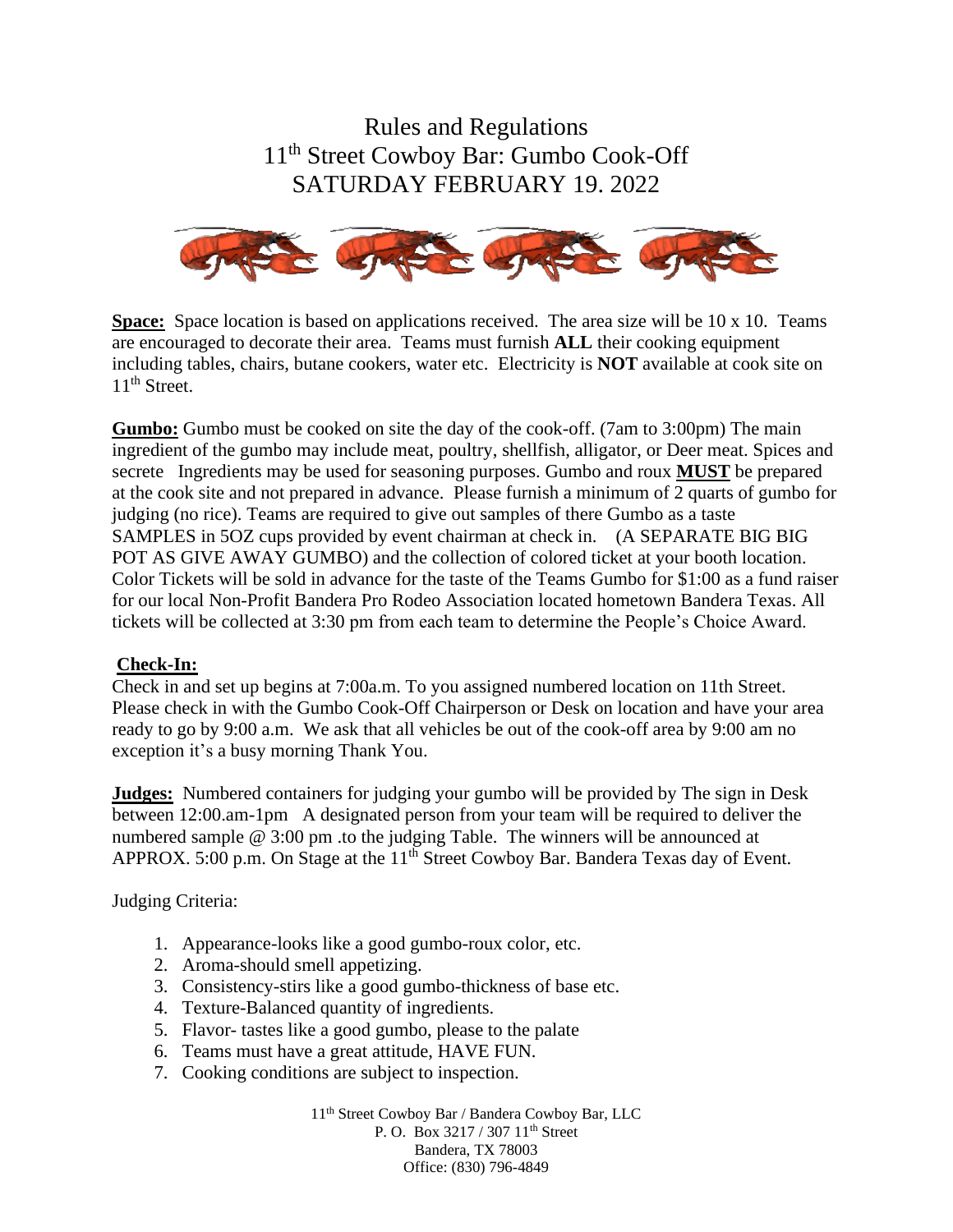# Rules and Regulations
# 11th Street Cowboy Bar: Gumbo Cook-Off
# SATURDAY FEBRUARY 19. 2022

**Space:** Space location is based on applications received. The area size will be 10 x 10. Teams are encouraged to decorate their area. Teams must furnish **ALL** their cooking equipment including tables, chairs, butane cookers, water etc. Electricity is **NOT** available at cook site on 11th Street.

**Gumbo:** Gumbo must be cooked on site the day of the cook-off. (7am to 3:00pm) The main ingredient of the gumbo may include meat, poultry, shellfish, alligator, or Deer meat. Spices and secrete Ingredients may be used for seasoning purposes. Gumbo and roux **MUST** be prepared at the cook site and not prepared in advance. Please furnish a minimum of 2 quarts of gumbo for judging (no rice). Teams are required to give out samples of there Gumbo as a taste SAMPLES in 5OZ cups provided by event chairman at check in. (A SEPARATE BIG BIG POT AS GIVE AWAY GUMBO) and the collection of colored ticket at your booth location. Color Tickets will be sold in advance for the taste of the Teams Gumbo for $1:00 as a fund raiser for our local Non-Profit Bandera Pro Rodeo Association located hometown Bandera Texas. All tickets will be collected at 3:30 pm from each team to determine the People's Choice Award.

**Check-In:**
Check in and set up begins at 7:00a.m. To you assigned numbered location on 11th Street. Please check in with the Gumbo Cook-Off Chairperson or Desk on location and have your area ready to go by 9:00 a.m. We ask that all vehicles be out of the cook-off area by 9:00 am no exception it's a busy morning Thank You.

**Judges:** Numbered containers for judging your gumbo will be provided by The sign in Desk between 12:00.am-1pm A designated person from your team will be required to deliver the numbered sample @ 3:00 pm .to the judging Table. The winners will be announced at APPROX. 5:00 p.m. On Stage at the 11th Street Cowboy Bar. Bandera Texas day of Event.

Judging Criteria:

1. Appearance-looks like a good gumbo-roux color, etc.
2. Aroma-should smell appetizing.
3. Consistency-stirs like a good gumbo-thickness of base etc.
4. Texture-Balanced quantity of ingredients.
5. Flavor- tastes like a good gumbo, please to the palate
6. Teams must have a great attitude, HAVE FUN.
7. Cooking conditions are subject to inspection.

11th Street Cowboy Bar / Bandera Cowboy Bar, LLC
P. O. Box 3217 / 307 11th Street
Bandera, TX 78003
Office: (830) 796-4849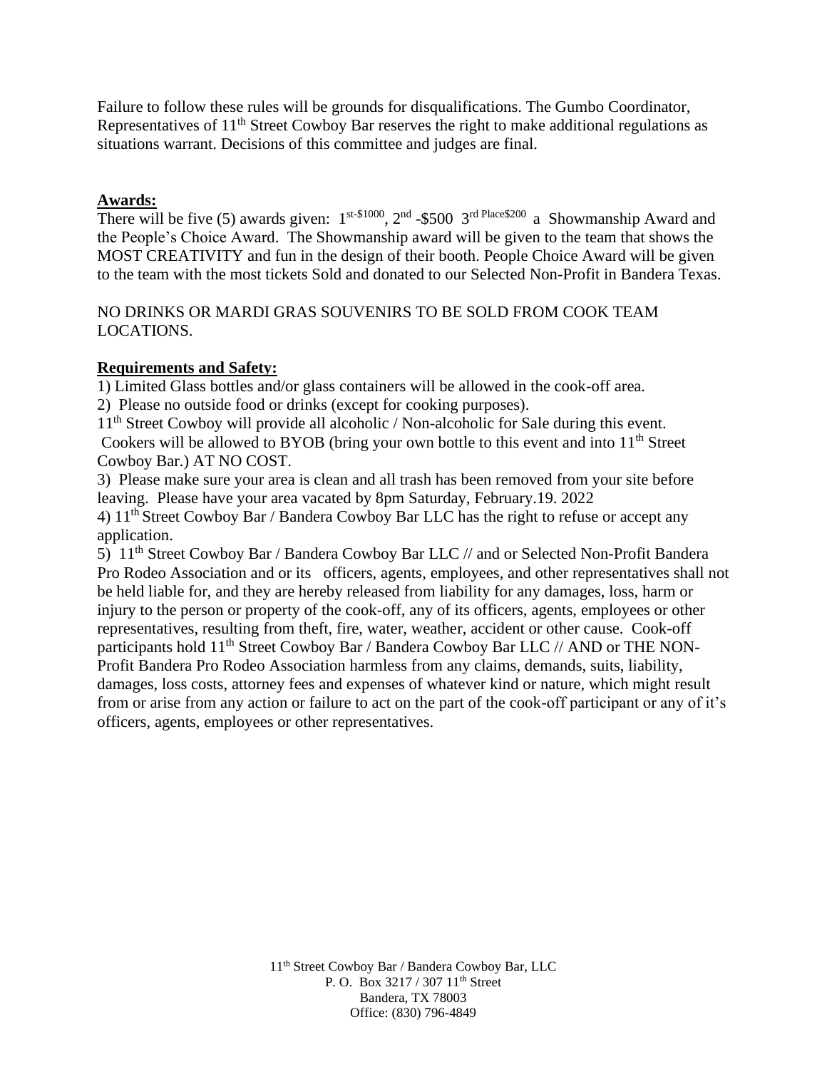Failure to follow these rules will be grounds for disqualifications. The Gumbo Coordinator, Representatives of 11th Street Cowboy Bar reserves the right to make additional regulations as situations warrant. Decisions of this committee and judges are final.

**Awards:**

There will be five (5) awards given: 1st-$1000, 2nd -$500 3rd Place$200 a Showmanship Award and the People's Choice Award. The Showmanship award will be given to the team that shows the MOST CREATIVITY and fun in the design of their booth. People Choice Award will be given to the team with the most tickets Sold and donated to our Selected Non-Profit in Bandera Texas.

NO DRINKS OR MARDI GRAS SOUVENIRS TO BE SOLD FROM COOK TEAM LOCATIONS.

**Requirements and Safety:**

1) Limited Glass bottles and/or glass containers will be allowed in the cook-off area.

2) Please no outside food or drinks (except for cooking purposes).

11th Street Cowboy will provide all alcoholic / Non-alcoholic for Sale during this event. Cookers will be allowed to BYOB (bring your own bottle to this event and into 11th Street Cowboy Bar.) AT NO COST.

3) Please make sure your area is clean and all trash has been removed from your site before leaving. Please have your area vacated by 8pm Saturday, February.19. 2022

4) 11th Street Cowboy Bar / Bandera Cowboy Bar LLC has the right to refuse or accept any application.

5) 11th Street Cowboy Bar / Bandera Cowboy Bar LLC // and or Selected Non-Profit Bandera Pro Rodeo Association and or its officers, agents, employees, and other representatives shall not be held liable for, and they are hereby released from liability for any damages, loss, harm or injury to the person or property of the cook-off, any of its officers, agents, employees or other representatives, resulting from theft, fire, water, weather, accident or other cause. Cook-off participants hold 11th Street Cowboy Bar / Bandera Cowboy Bar LLC // AND or THE NON-Profit Bandera Pro Rodeo Association harmless from any claims, demands, suits, liability, damages, loss costs, attorney fees and expenses of whatever kind or nature, which might result from or arise from any action or failure to act on the part of the cook-off participant or any of it's officers, agents, employees or other representatives.

11th Street Cowboy Bar / Bandera Cowboy Bar, LLC
P. O. Box 3217 / 307 11th Street
Bandera, TX 78003
Office: (830) 796-4849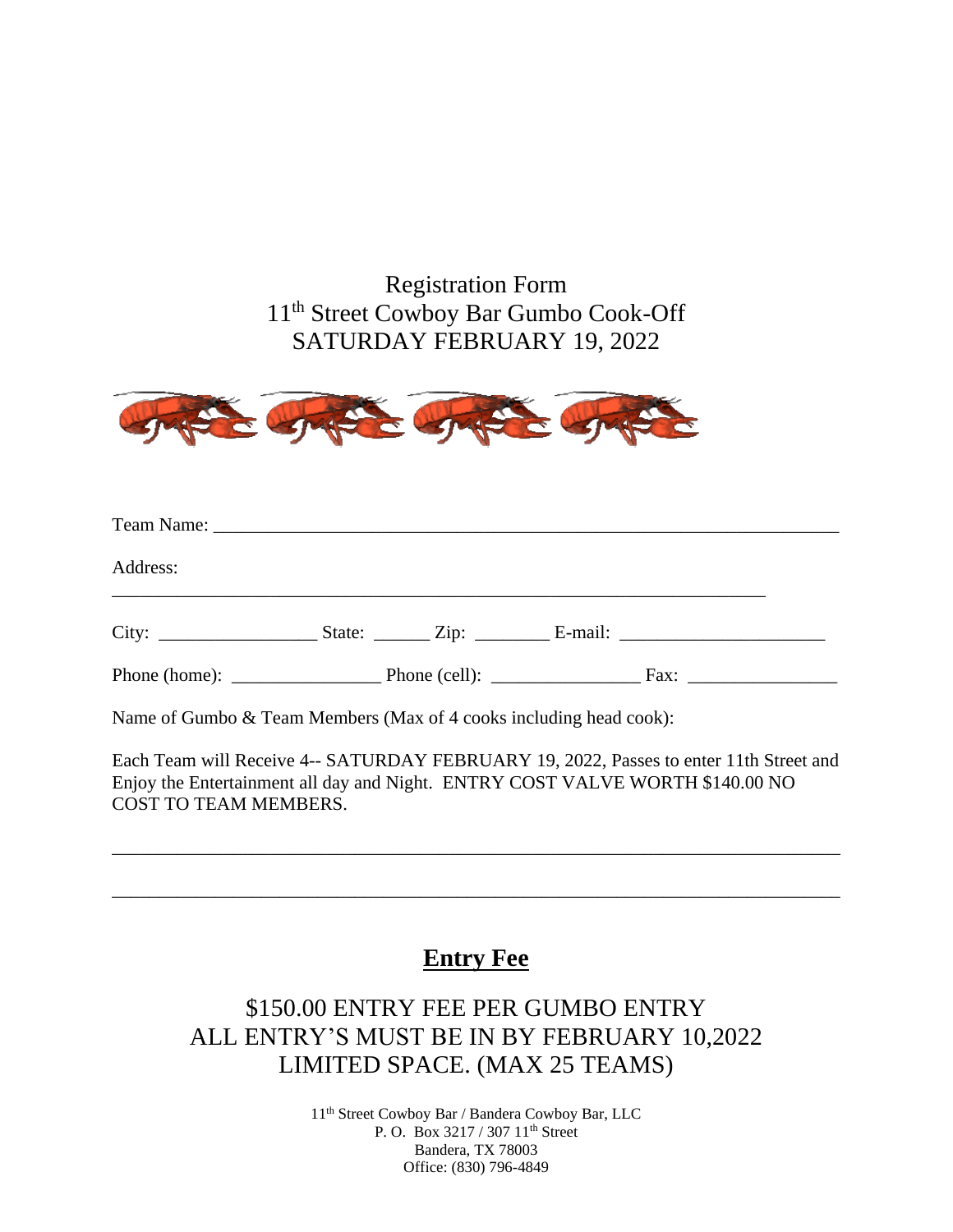Registration Form
11th Street Cowboy Bar Gumbo Cook-Off
SATURDAY FEBRUARY 19, 2022

Team Name: ______________________________________________________________

Address:
______________________________________________________________

City: ________________ State: ______ Zip: ________ E-mail: ______________________

Phone (home): _______________ Phone (cell): _______________ Fax: _______________

Name of Gumbo & Team Members (Max of 4 cooks including head cook):

Each Team will Receive 4-- SATURDAY FEBRUARY 19, 2022, Passes to enter 11th Street and Enjoy the Entertainment all day and Night. ENTRY COST VALVE WORTH $140.00 NO COST TO TEAM MEMBERS.

______________________________________________________________

______________________________________________________________

## Entry Fee

$150.00 ENTRY FEE PER GUMBO ENTRY
ALL ENTRY'S MUST BE IN BY FEBRUARY 10,2022
LIMITED SPACE. (MAX 25 TEAMS)

11th Street Cowboy Bar / Bandera Cowboy Bar, LLC
P. O. Box 3217 / 307 11th Street
Bandera, TX 78003
Office: (830) 796-4849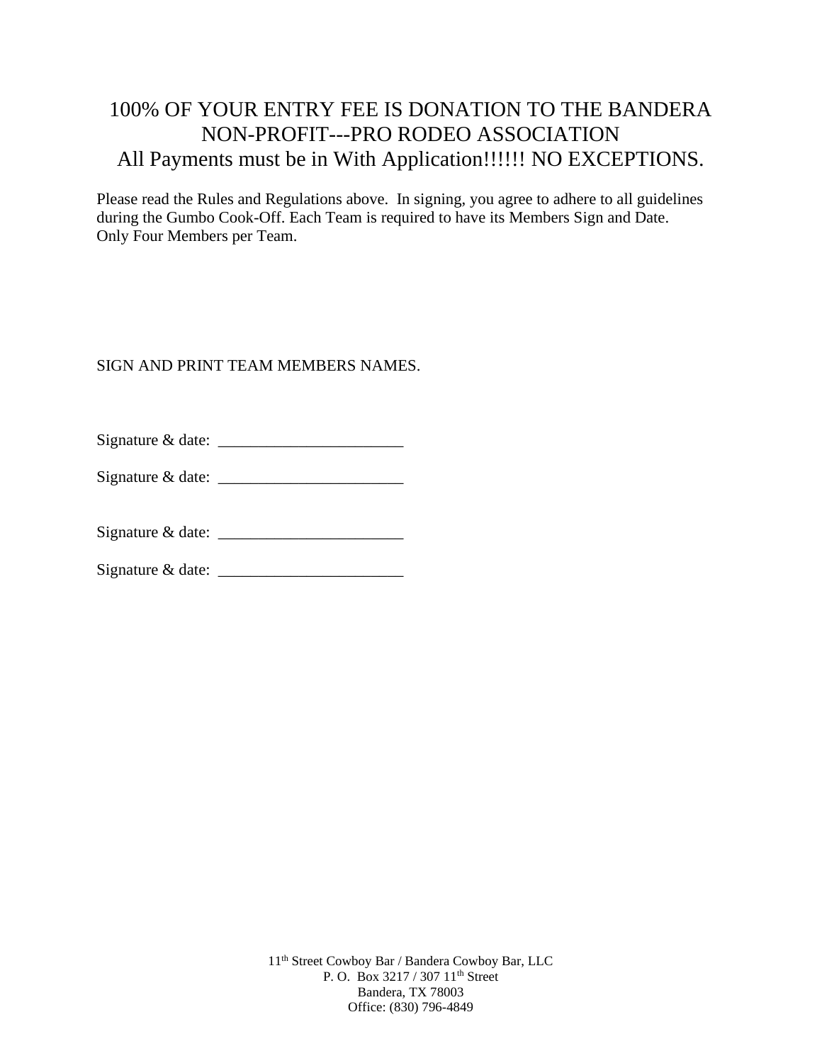# 100% OF YOUR ENTRY FEE IS DONATION TO THE BANDERA NON-PROFIT---PRO RODEO ASSOCIATION
# All Payments must be in With Application!!!!!! NO EXCEPTIONS.

Please read the Rules and Regulations above. In signing, you agree to adhere to all guidelines during the Gumbo Cook-Off. Each Team is required to have its Members Sign and Date.
Only Four Members per Team.

SIGN AND PRINT TEAM MEMBERS NAMES.

Signature & date: _______________________

Signature & date: _______________________

Signature & date: _______________________

Signature & date: _______________________

11th Street Cowboy Bar / Bandera Cowboy Bar, LLC
P. O. Box 3217 / 307 11th Street
Bandera, TX 78003
Office: (830) 796-4849